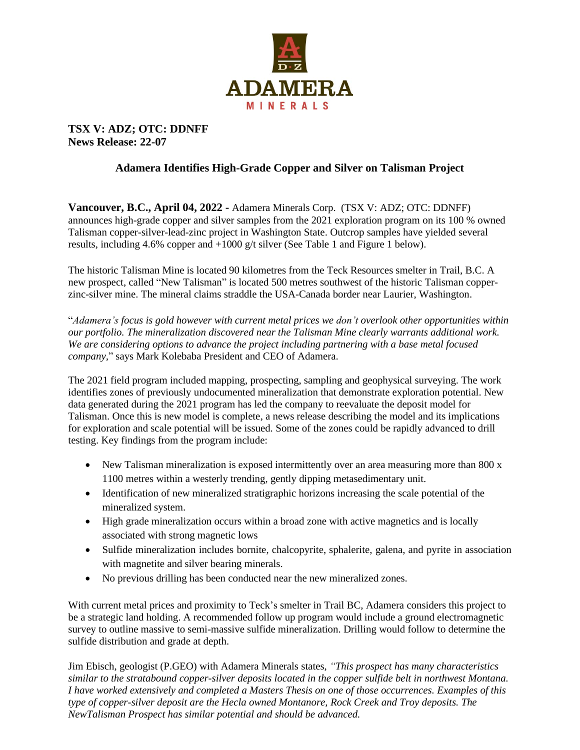**TSX V: ADZ; OTC: DDNFF**
**News Release: 22-07**

## Adamera Identifies High-Grade Copper and Silver on Talisman Project

**Vancouver, B.C., April 04, 2022 -** Adamera Minerals Corp. (TSX V: ADZ; OTC: DDNFF) announces high-grade copper and silver samples from the 2021 exploration program on its 100 % owned Talisman copper-silver-lead-zinc project in Washington State. Outcrop samples have yielded several results, including 4.6% copper and +1000 g/t silver (See Table 1 and Figure 1 below).

The historic Talisman Mine is located 90 kilometres from the Teck Resources smelter in Trail, B.C. A new prospect, called "New Talisman" is located 500 metres southwest of the historic Talisman copper-zinc-silver mine. The mineral claims straddle the USA-Canada border near Laurier, Washington.

"*Adamera's focus is gold however with current metal prices we don't overlook other opportunities within our portfolio. The mineralization discovered near the Talisman Mine clearly warrants additional work. We are considering options to advance the project including partnering with a base metal focused company,*" says Mark Kolebaba President and CEO of Adamera.

The 2021 field program included mapping, prospecting, sampling and geophysical surveying. The work identifies zones of previously undocumented mineralization that demonstrate exploration potential. New data generated during the 2021 program has led the company to reevaluate the deposit model for Talisman. Once this is new model is complete, a news release describing the model and its implications for exploration and scale potential will be issued. Some of the zones could be rapidly advanced to drill testing. Key findings from the program include:

- New Talisman mineralization is exposed intermittently over an area measuring more than 800 x 1100 metres within a westerly trending, gently dipping metasedimentary unit.
- Identification of new mineralized stratigraphic horizons increasing the scale potential of the mineralized system.
- High grade mineralization occurs within a broad zone with active magnetics and is locally associated with strong magnetic lows
- Sulfide mineralization includes bornite, chalcopyrite, sphalerite, galena, and pyrite in association with magnetite and silver bearing minerals.
- No previous drilling has been conducted near the new mineralized zones.

With current metal prices and proximity to Teck's smelter in Trail BC, Adamera considers this project to be a strategic land holding. A recommended follow up program would include a ground electromagnetic survey to outline massive to semi-massive sulfide mineralization. Drilling would follow to determine the sulfide distribution and grade at depth.

Jim Ebisch, geologist (P.GEO) with Adamera Minerals states, *"This prospect has many characteristics similar to the stratabound copper-silver deposits located in the copper sulfide belt in northwest Montana. I have worked extensively and completed a Masters Thesis on one of those occurrences. Examples of this type of copper-silver deposit are the Hecla owned Montanore, Rock Creek and Troy deposits. The NewTalisman Prospect has similar potential and should be advanced.*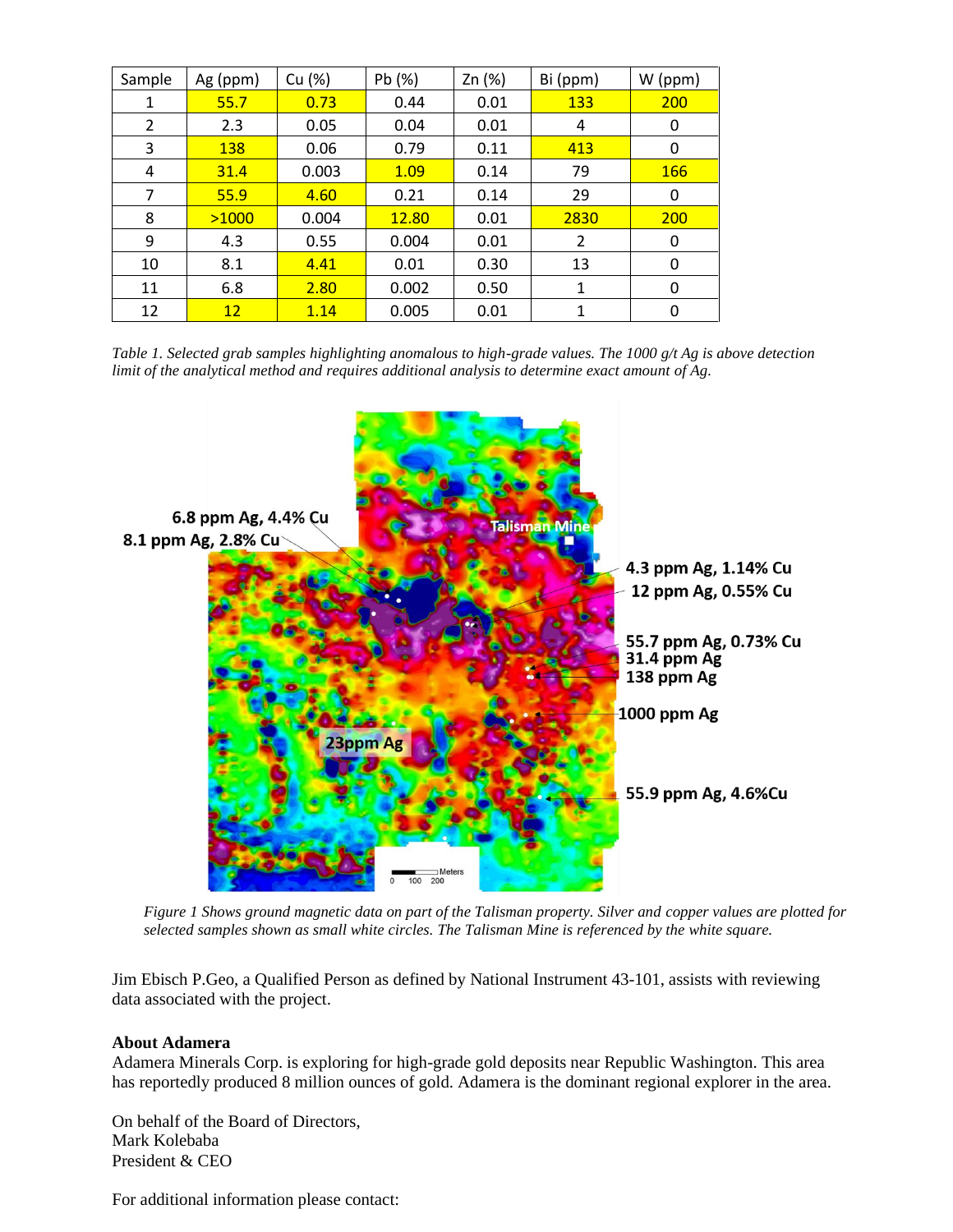| Sample | Ag (ppm) | Cu (%) | Pb (%) | Zn (%) | Bi (ppm) | W (ppm) |
|---|---|---|---|---|---|---|
| 1 | 55.7 | 0.73 | 0.44 | 0.01 | 133 | 200 |
| 2 | 2.3 | 0.05 | 0.04 | 0.01 | 4 | 0 |
| 3 | 138 | 0.06 | 0.79 | 0.11 | 413 | 0 |
| 4 | 31.4 | 0.003 | 1.09 | 0.14 | 79 | 166 |
| 7 | 55.9 | 4.60 | 0.21 | 0.14 | 29 | 0 |
| 8 | >1000 | 0.004 | 12.80 | 0.01 | 2830 | 200 |
| 9 | 4.3 | 0.55 | 0.004 | 0.01 | 2 | 0 |
| 10 | 8.1 | 4.41 | 0.01 | 0.30 | 13 | 0 |
| 11 | 6.8 | 2.80 | 0.002 | 0.50 | 1 | 0 |
| 12 | 12 | 1.14 | 0.005 | 0.01 | 1 | 0 |

*Table 1. Selected grab samples highlighting anomalous to high-grade values. The 1000 g/t Ag is above detection limit of the analytical method and requires additional analysis to determine exact amount of Ag.*

*Figure 1 Shows ground magnetic data on part of the Talisman property. Silver and copper values are plotted for selected samples shown as small white circles. The Talisman Mine is referenced by the white square.*

Jim Ebisch P.Geo, a Qualified Person as defined by National Instrument 43-101, assists with reviewing data associated with the project.

**About Adamera**

Adamera Minerals Corp. is exploring for high-grade gold deposits near Republic Washington. This area has reportedly produced 8 million ounces of gold. Adamera is the dominant regional explorer in the area.

On behalf of the Board of Directors,
Mark Kolebaba
President & CEO

For additional information please contact: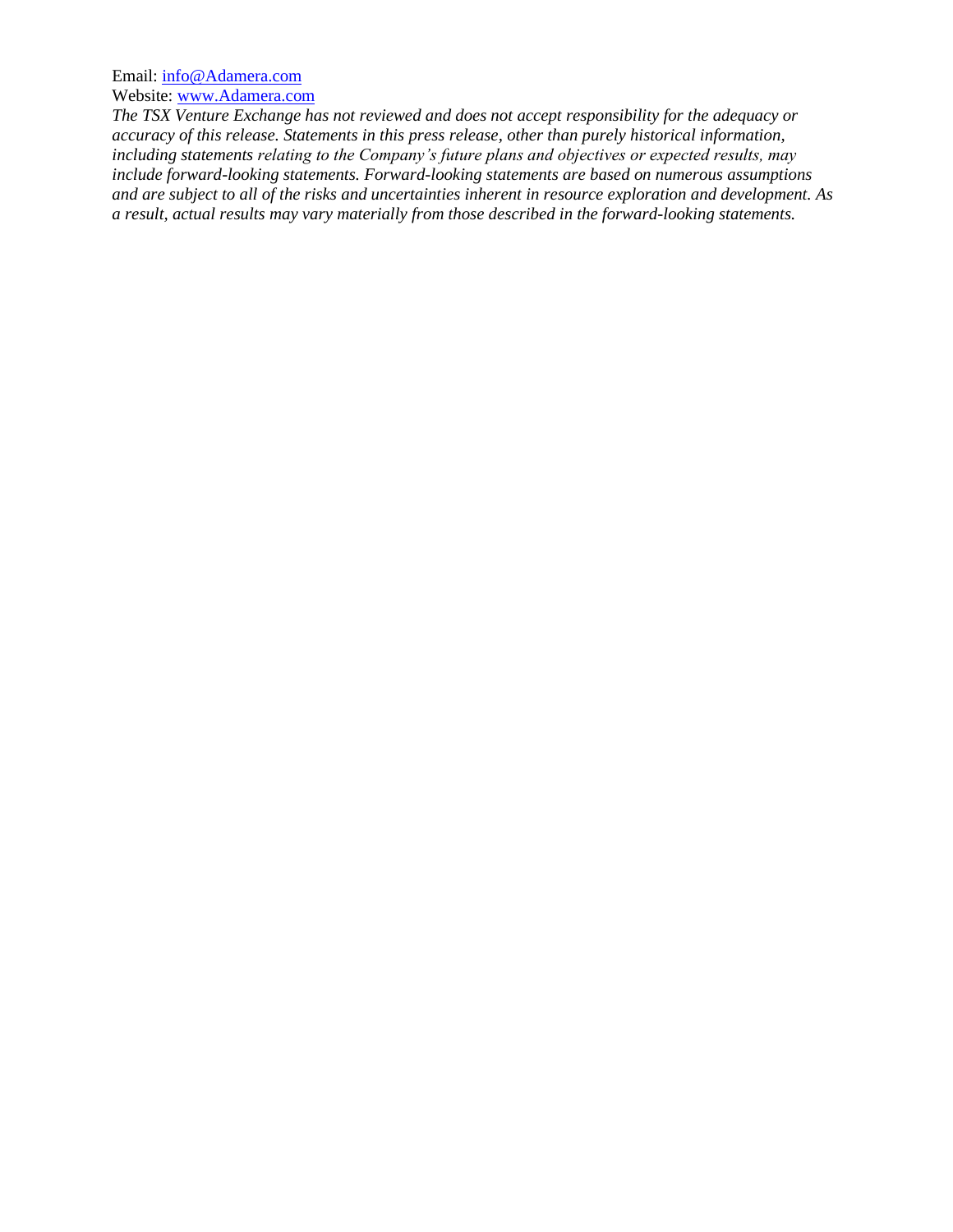Email: [info@Adamera.com](mailto:info@Adamera.com)
Website: [www.Adamera.com](http://www.Adamera.com)

*The TSX Venture Exchange has not reviewed and does not accept responsibility for the adequacy or accuracy of this release. Statements in this press release, other than purely historical information, including statements relating to the Company's future plans and objectives or expected results, may include forward-looking statements. Forward-looking statements are based on numerous assumptions and are subject to all of the risks and uncertainties inherent in resource exploration and development. As a result, actual results may vary materially from those described in the forward-looking statements.*